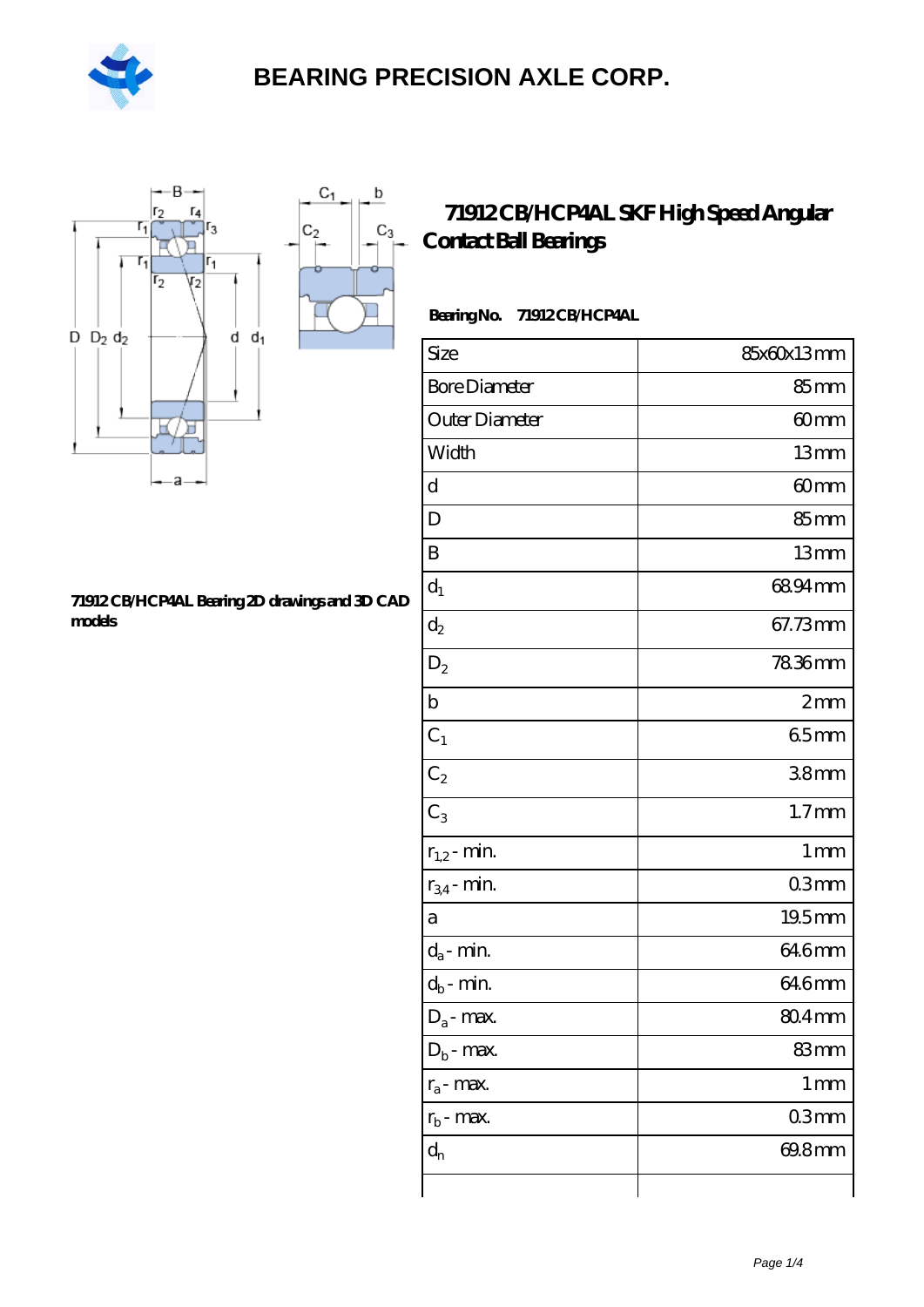# BEARING PRECISION AXLE CORP.

## 71912 CB/HCP4AL SKF High Speed Angular Contact Ball Bearings

71912 CB/HCP4AL Bearing 2D drawings and 3D CAD models

**Bearing No.** 71912 CB/HCP4AL

| Size | 85x60x13 mm |
|---|---|
| Bore Diameter | 85 mm |
| Outer Diameter | 60 mm |
| Width | 13 mm |
| d | 60 mm |
| D | 85 mm |
| B | 13 mm |
| $d_1$ | 68.94 mm |
| $d_2$ | 67.73 mm |
| $D_2$ | 78.36 mm |
| b | 2 mm |
| $C_1$ | 6.5 mm |
| $C_2$ | 3.8 mm |
| $C_3$ | 1.7 mm |
| $r_{1,2}$ - min. | 1 mm |
| $r_{3,4}$ - min. | 0.3 mm |
| a | 19.5 mm |
| $d_a$ - min. | 64.6 mm |
| $d_b$ - min. | 64.6 mm |
| $D_a$ - max. | 80.4 mm |
| $D_b$ - max. | 83 mm |
| $r_a$ - max. | 1 mm |
| $r_b$ - max. | 0.3 mm |
| $d_n$ | 69.8 mm |
| | |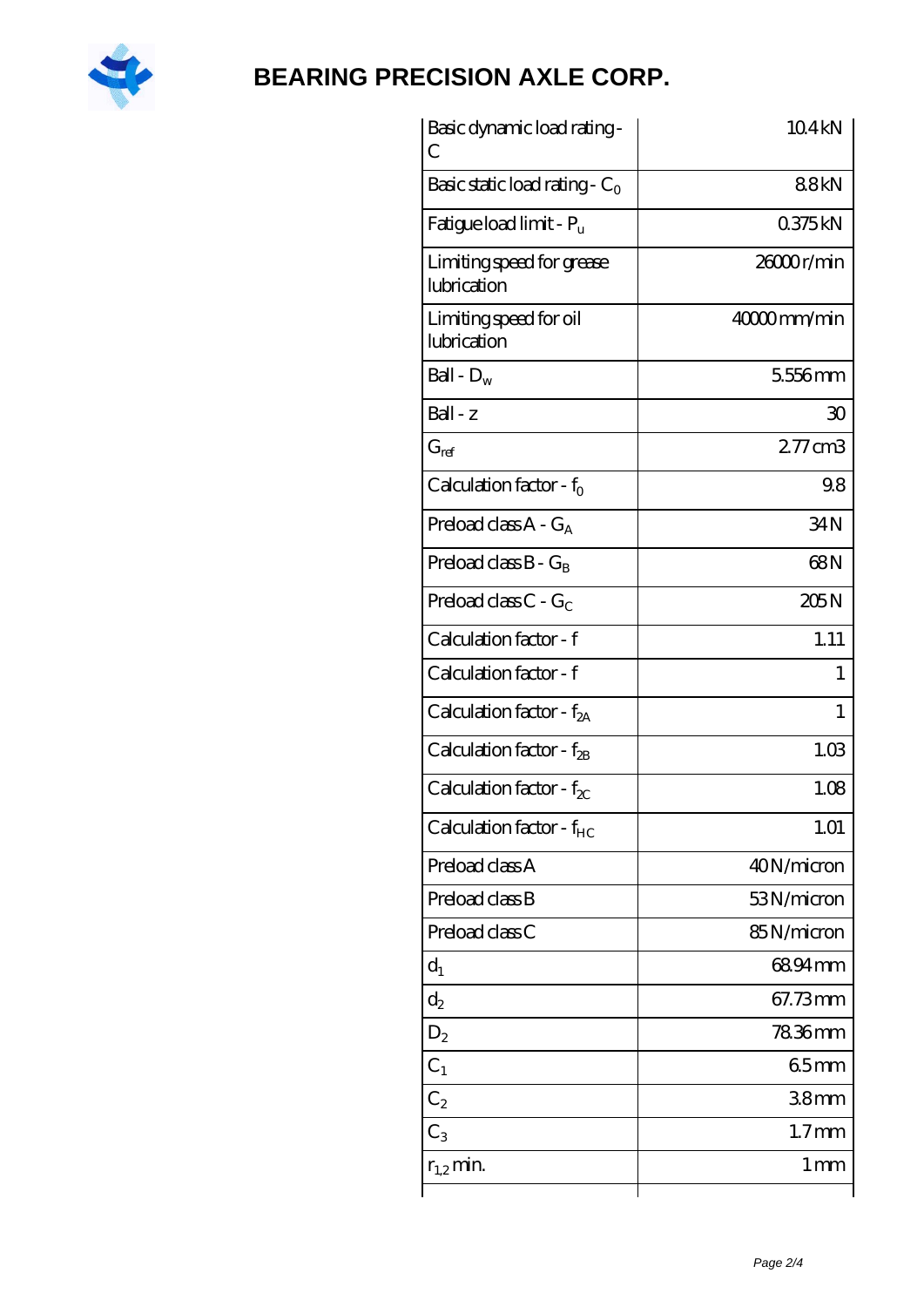# BEARING PRECISION AXLE CORP.

| | |
|---|---|
| Basic dynamic load rating - C | 10.4 kN |
| Basic static load rating - $C_0$ | 8.8 kN |
| Fatigue load limit - $P_u$ | 0.375 kN |
| Limiting speed for grease lubrication | 26000 r/min |
| Limiting speed for oil lubrication | 40000 mm/min |
| Ball - $D_w$ | 5.556 mm |
| Ball - z | 30 |
| $G_{ref}$ | 2.77 cm3 |
| Calculation factor - $f_0$ | 9.8 |
| Preload class A - $G_A$ | 34 N |
| Preload class B - $G_B$ | 68 N |
| Preload class C - $G_C$ | 205 N |
| Calculation factor - f | 1.11 |
| Calculation factor - f | 1 |
| Calculation factor - $f_{2A}$ | 1 |
| Calculation factor - $f_{2B}$ | 1.03 |
| Calculation factor - $f_{2C}$ | 1.08 |
| Calculation factor - $f_{HC}$ | 1.01 |
| Preload class A | 40 N/micron |
| Preload class B | 53 N/micron |
| Preload class C | 85 N/micron |
| $d_1$ | 68.94 mm |
| $d_2$ | 67.73 mm |
| $D_2$ | 78.36 mm |
| $C_1$ | 6.5 mm |
| $C_2$ | 3.8 mm |
| $C_3$ | 1.7 mm |
| $r_{1,2}$ min. | 1 mm |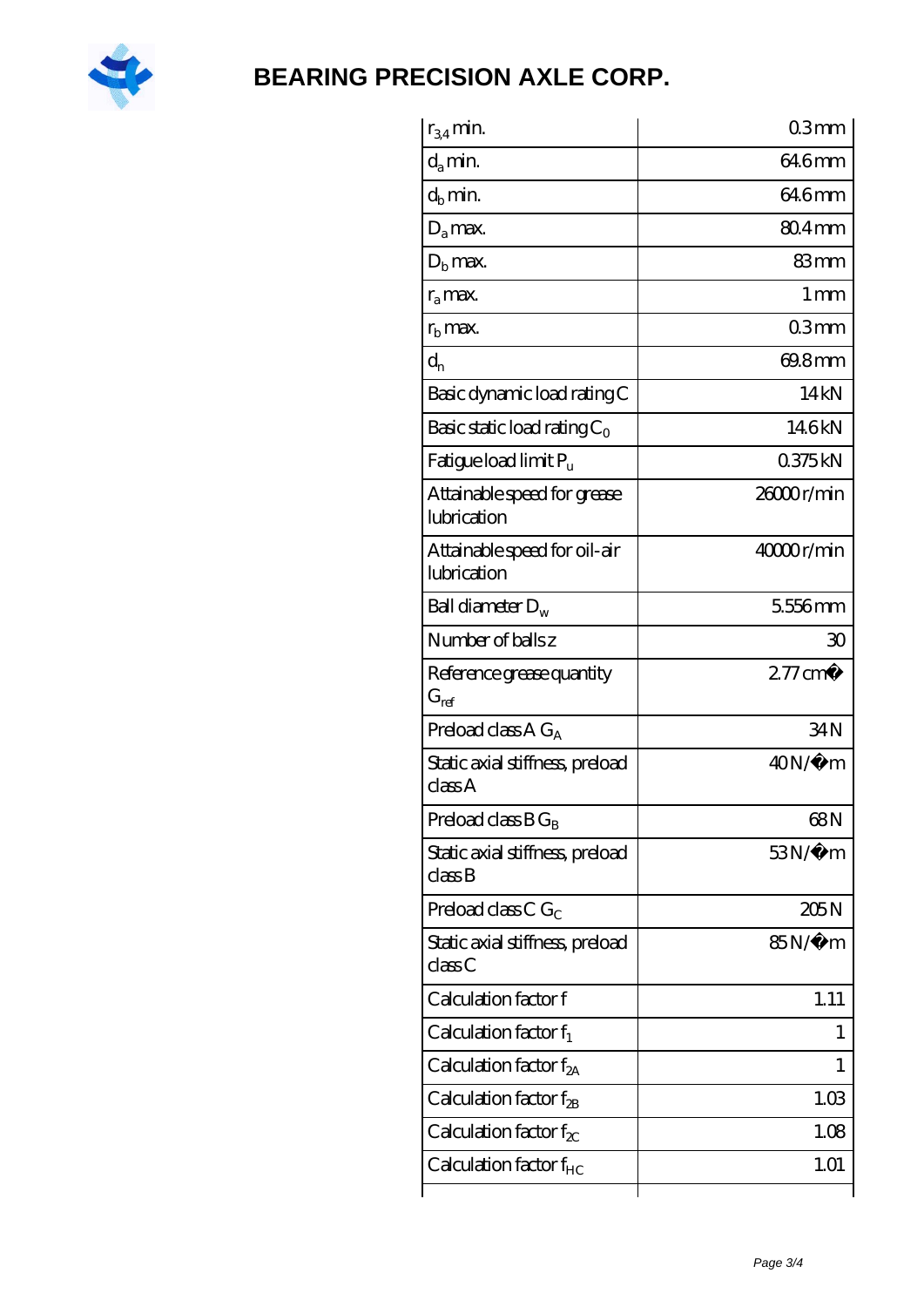| | |
|---|---|
| $r_{3,4}$ min. | 0.3 mm |
| $d_a$ min. | 64.6 mm |
| $d_b$ min. | 64.6 mm |
| $D_a$ max. | 80.4 mm |
| $D_b$ max. | 83 mm |
| $r_a$ max. | 1 mm |
| $r_b$ max. | 0.3 mm |
| $d_n$ | 69.8 mm |
| Basic dynamic load rating C | 14 kN |
| Basic static load rating $C_0$ | 14.6 kN |
| Fatigue load limit $P_u$ | 0.375 kN |
| Attainable speed for grease lubrication | 26000 r/min |
| Attainable speed for oil-air lubrication | 40000 r/min |
| Ball diameter $D_w$ | 5.556 mm |
| Number of balls z | 30 |
| Reference grease quantity $G_{ref}$ | 2.77 cm� |
| Preload class A $G_A$ | 34 N |
| Static axial stiffness, preload class A | 40 N/�m |
| Preload class B $G_B$ | 68 N |
| Static axial stiffness, preload class B | 53 N/�m |
| Preload class C $G_C$ | 205 N |
| Static axial stiffness, preload class C | 85 N/�m |
| Calculation factor f | 1.11 |
| Calculation factor $f_1$ | 1 |
| Calculation factor $f_{2A}$ | 1 |
| Calculation factor $f_{2B}$ | 1.03 |
| Calculation factor $f_{2C}$ | 1.08 |
| Calculation factor $f_{HC}$ | 1.01 |
| | |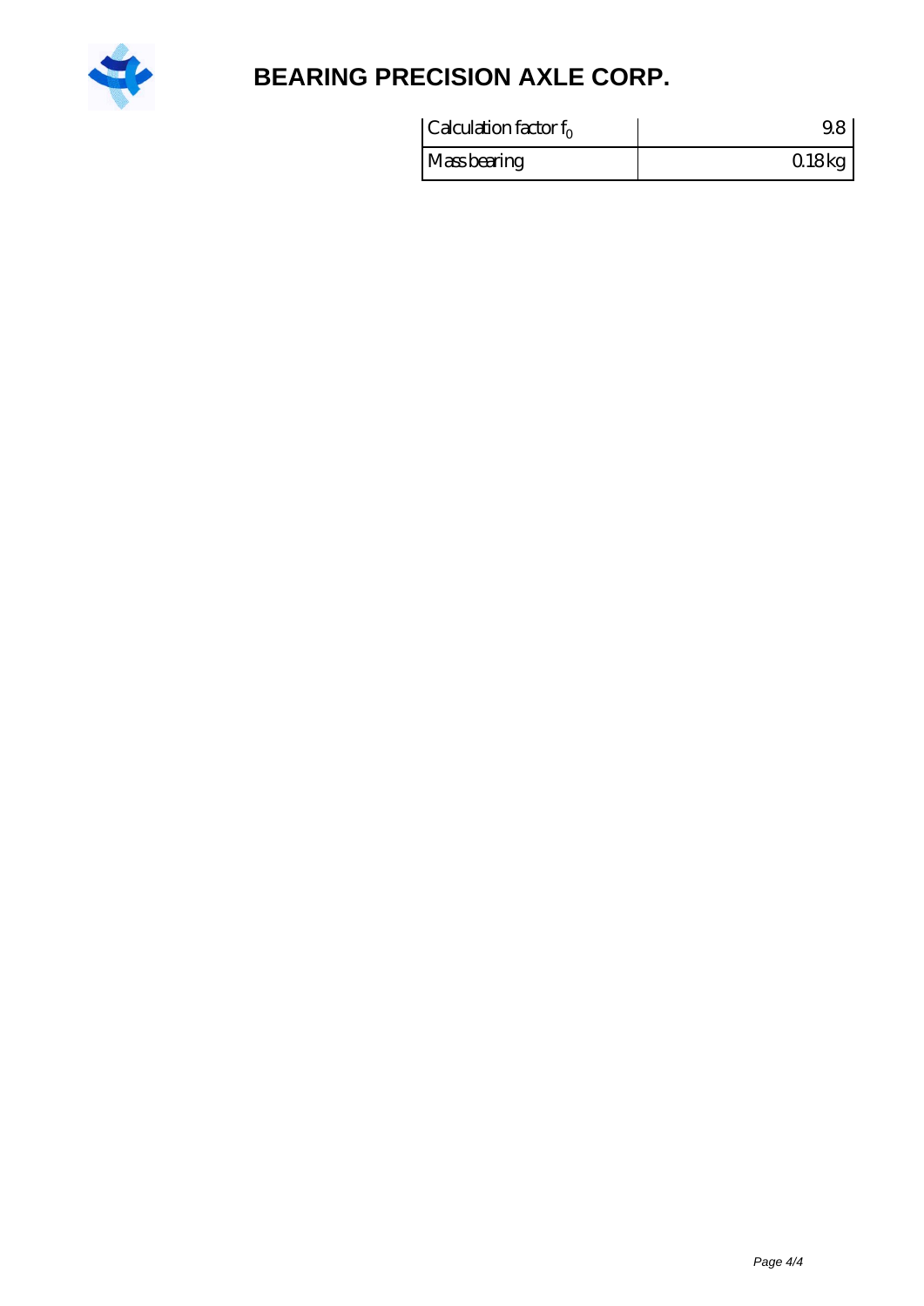| | |
|---|---|
| Calculation factor $f_0$ | 9.8 |
| Mass bearing | 0.18 kg |